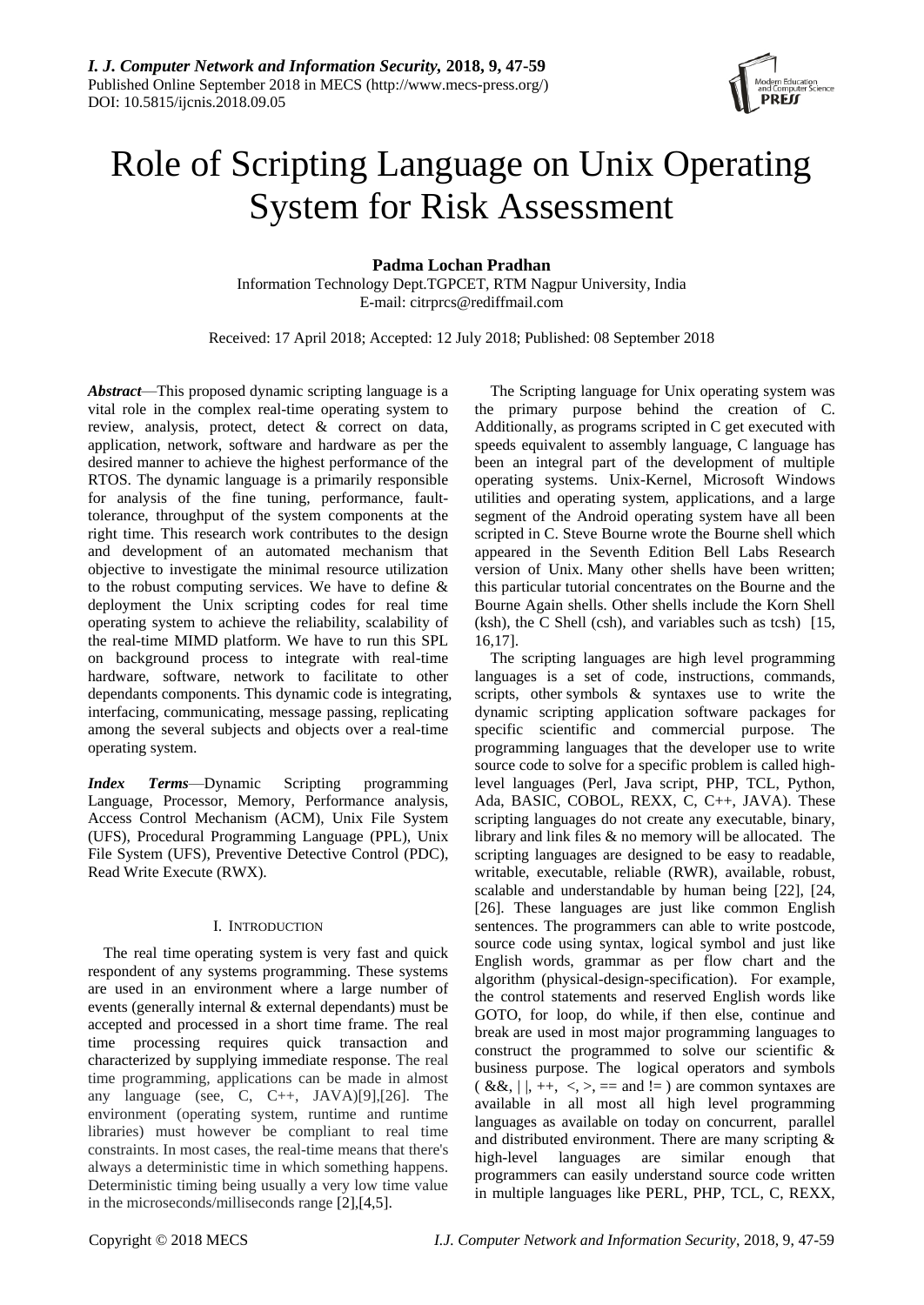# Role of Scripting Language on Unix Operating System for Risk Assessment

**Padma Lochan Pradhan**

Information Technology Dept.TGPCET, RTM Nagpur University, India
E-mail: citrprcs@rediffmail.com

Received: 17 April 2018; Accepted: 12 July 2018; Published: 08 September 2018

***Abstract***—This proposed dynamic scripting language is a vital role in the complex real-time operating system to review, analysis, protect, detect & correct on data, application, network, software and hardware as per the desired manner to achieve the highest performance of the RTOS. The dynamic language is a primarily responsible for analysis of the fine tuning, performance, fault-tolerance, throughput of the system components at the right time. This research work contributes to the design and development of an automated mechanism that objective to investigate the minimal resource utilization to the robust computing services. We have to define & deployment the Unix scripting codes for real time operating system to achieve the reliability, scalability of the real-time MIMD platform. We have to run this SPL on background process to integrate with real-time hardware, software, network to facilitate to other dependants components. This dynamic code is integrating, interfacing, communicating, message passing, replicating among the several subjects and objects over a real-time operating system.

***Index Terms***—Dynamic Scripting programming Language, Processor, Memory, Performance analysis, Access Control Mechanism (ACM), Unix File System (UFS), Procedural Programming Language (PPL), Unix File System (UFS), Preventive Detective Control (PDC), Read Write Execute (RWX).

## I. Introduction

The real time operating system is very fast and quick respondent of any systems programming. These systems are used in an environment where a large number of events (generally internal & external dependants) must be accepted and processed in a short time frame. The real time processing requires quick transaction and characterized by supplying immediate response. The real time programming, applications can be made in almost any language (see, C, C++, JAVA)[9],[26]. The environment (operating system, runtime and runtime libraries) must however be compliant to real time constraints. In most cases, the real-time means that there's always a deterministic time in which something happens. Deterministic timing being usually a very low time value in the microseconds/milliseconds range [2],[4,5].

The Scripting language for Unix operating system was the primary purpose behind the creation of C. Additionally, as programs scripted in C get executed with speeds equivalent to assembly language, C language has been an integral part of the development of multiple operating systems. Unix-Kernel, Microsoft Windows utilities and operating system, applications, and a large segment of the Android operating system have all been scripted in C. Steve Bourne wrote the Bourne shell which appeared in the Seventh Edition Bell Labs Research version of Unix. Many other shells have been written; this particular tutorial concentrates on the Bourne and the Bourne Again shells. Other shells include the Korn Shell (ksh), the C Shell (csh), and variables such as tcsh) [15, 16,17].

The scripting languages are high level programming languages is a set of code, instructions, commands, scripts, other symbols & syntaxes use to write the dynamic scripting application software packages for specific scientific and commercial purpose. The programming languages that the developer use to write source code to solve for a specific problem is called high-level languages (Perl, Java script, PHP, TCL, Python, Ada, BASIC, COBOL, REXX, C, C++, JAVA). These scripting languages do not create any executable, binary, library and link files & no memory will be allocated. The scripting languages are designed to be easy to readable, writable, executable, reliable (RWR), available, robust, scalable and understandable by human being [22], [24, [26]. These languages are just like common English sentences. The programmers can able to write postcode, source code using syntax, logical symbol and just like English words, grammar as per flow chart and the algorithm (physical-design-specification). For example, the control statements and reserved English words like GOTO, for loop, do while, if then else, continue and break are used in most major programming languages to construct the programmed to solve our scientific & business purpose. The logical operators and symbols ( &&, | |, ++, <, >, == and != ) are common syntaxes are available in all most all high level programming languages as available on today on concurrent, parallel and distributed environment. There are many scripting & high-level languages are similar enough that programmers can easily understand source code written in multiple languages like PERL, PHP, TCL, C, REXX,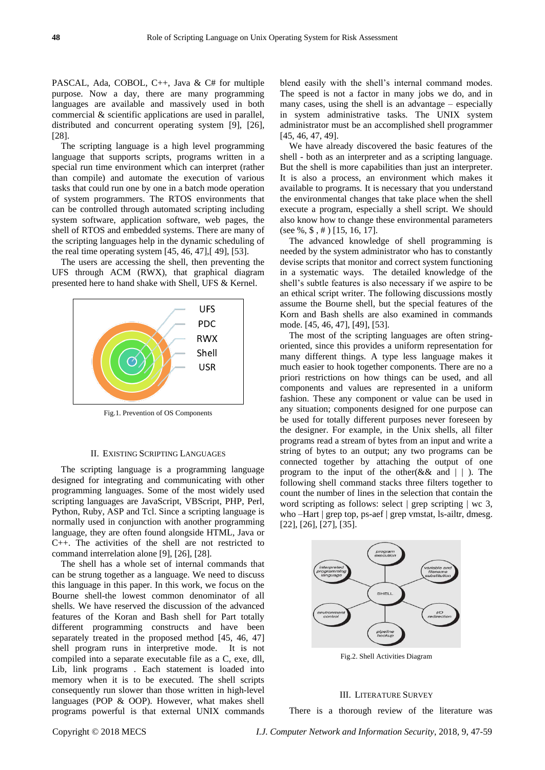PASCAL, Ada, COBOL, C++, Java & C# for multiple purpose. Now a day, there are many programming languages are available and massively used in both commercial & scientific applications are used in parallel, distributed and concurrent operating system [9], [26], [28].

The scripting language is a high level programming language that supports scripts, programs written in a special run time environment which can interpret (rather than compile) and automate the execution of various tasks that could run one by one in a batch mode operation of system programmers. The RTOS environments that can be controlled through automated scripting including system software, application software, web pages, the shell of RTOS and embedded systems. There are many of the scripting languages help in the dynamic scheduling of the real time operating system [45, 46, 47],[ 49], [53].

The users are accessing the shell, then preventing the UFS through ACM (RWX), that graphical diagram presented here to hand shake with Shell, UFS & Kernel.

Fig.1. Prevention of OS Components

## II. Existing Scripting Languages

The scripting language is a programming language designed for integrating and communicating with other programming languages. Some of the most widely used scripting languages are JavaScript, VBScript, PHP, Perl, Python, Ruby, ASP and Tcl. Since a scripting language is normally used in conjunction with another programming language, they are often found alongside HTML, Java or C++. The activities of the shell are not restricted to command interrelation alone [9], [26], [28].

The shell has a whole set of internal commands that can be strung together as a language. We need to discuss this language in this paper. In this work, we focus on the Bourne shell-the lowest common denominator of all shells. We have reserved the discussion of the advanced features of the Koran and Bash shell for Part totally different programming constructs and have been separately treated in the proposed method [45, 46, 47] shell program runs in interpretive mode. It is not compiled into a separate executable file as a C, exe, dll, Lib, link programs . Each statement is loaded into memory when it is to be executed. The shell scripts consequently run slower than those written in high-level languages (POP & OOP). However, what makes shell programs powerful is that external UNIX commands blend easily with the shell's internal command modes. The speed is not a factor in many jobs we do, and in many cases, using the shell is an advantage – especially in system administrative tasks. The UNIX system administrator must be an accomplished shell programmer [45, 46, 47, 49].

We have already discovered the basic features of the shell - both as an interpreter and as a scripting language. But the shell is more capabilities than just an interpreter. It is also a process, an environment which makes it available to programs. It is necessary that you understand the environmental changes that take place when the shell execute a program, especially a shell script. We should also know how to change these environmental parameters (see %, $ , # ) [15, 16, 17].

The advanced knowledge of shell programming is needed by the system administrator who has to constantly devise scripts that monitor and correct system functioning in a systematic ways. The detailed knowledge of the shell's subtle features is also necessary if we aspire to be an ethical script writer. The following discussions mostly assume the Bourne shell, but the special features of the Korn and Bash shells are also examined in commands mode. [45, 46, 47], [49], [53].

The most of the scripting languages are often string-oriented, since this provides a uniform representation for many different things. A type less language makes it much easier to hook together components. There are no a priori restrictions on how things can be used, and all components and values are represented in a uniform fashion. These any component or value can be used in any situation; components designed for one purpose can be used for totally different purposes never foreseen by the designer. For example, in the Unix shells, all filter programs read a stream of bytes from an input and write a string of bytes to an output; any two programs can be connected together by attaching the output of one program to the input of the other(&& and | | ). The following shell command stacks three filters together to count the number of lines in the selection that contain the word scripting as follows: select | grep scripting | wc 3, who –Hart | grep top, ps-aef | grep vmstat, ls-ailtr, dmesg. [22], [26], [27], [35].

Fig.2. Shell Activities Diagram

## III. Literature Survey

There is a thorough review of the literature was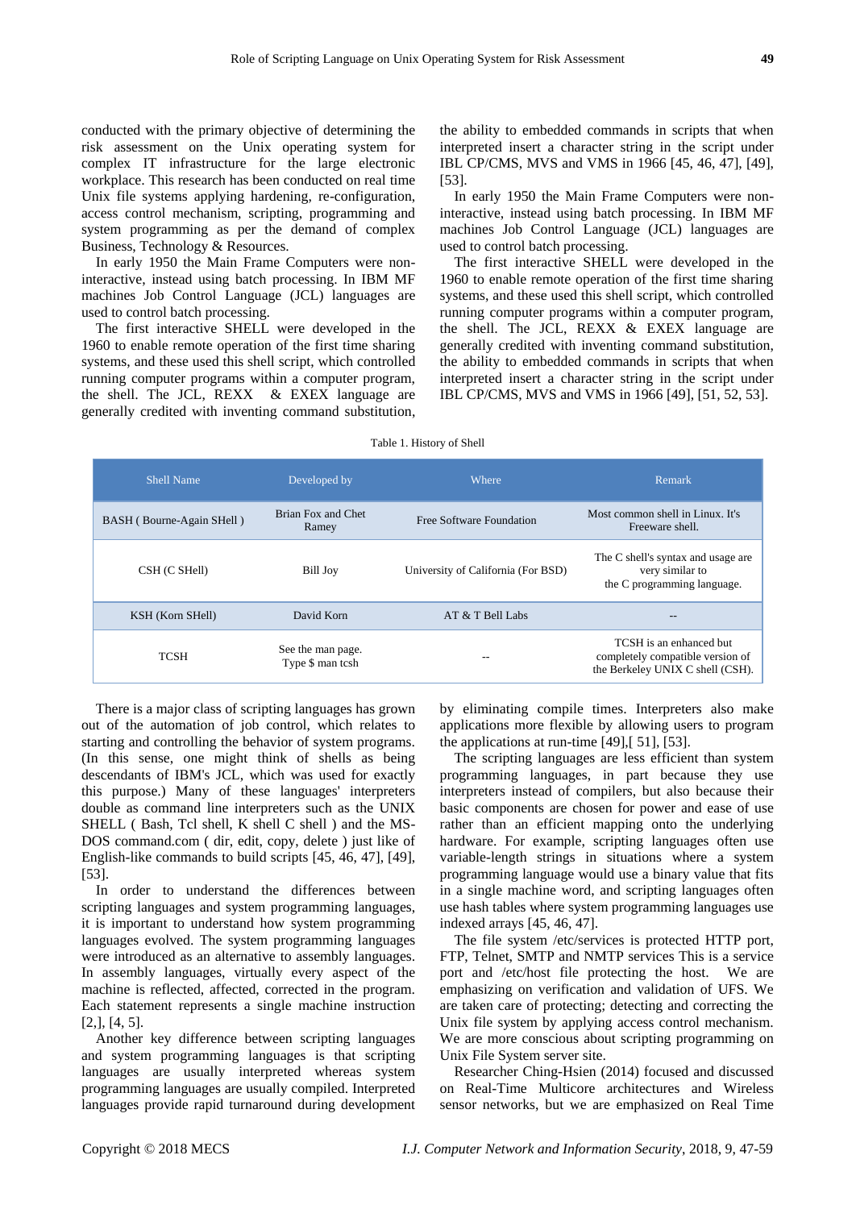conducted with the primary objective of determining the risk assessment on the Unix operating system for complex IT infrastructure for the large electronic workplace. This research has been conducted on real time Unix file systems applying hardening, re-configuration, access control mechanism, scripting, programming and system programming as per the demand of complex Business, Technology & Resources.

In early 1950 the Main Frame Computers were non-interactive, instead using batch processing. In IBM MF machines Job Control Language (JCL) languages are used to control batch processing.

The first interactive SHELL were developed in the 1960 to enable remote operation of the first time sharing systems, and these used this shell script, which controlled running computer programs within a computer program, the shell. The JCL, REXX & EXEX language are generally credited with inventing command substitution, the ability to embedded commands in scripts that when interpreted insert a character string in the script under IBL CP/CMS, MVS and VMS in 1966 [45, 46, 47], [49], [53].

In early 1950 the Main Frame Computers were non-interactive, instead using batch processing. In IBM MF machines Job Control Language (JCL) languages are used to control batch processing.

The first interactive SHELL were developed in the 1960 to enable remote operation of the first time sharing systems, and these used this shell script, which controlled running computer programs within a computer program, the shell. The JCL, REXX & EXEX language are generally credited with inventing command substitution, the ability to embedded commands in scripts that when interpreted insert a character string in the script under IBL CP/CMS, MVS and VMS in 1966 [49], [51, 52, 53].

Table 1. History of Shell

| Shell Name | Developed by | Where | Remark |
|---|---|---|---|
| BASH ( Bourne-Again SHell ) | Brian Fox and Chet Ramey | Free Software Foundation | Most common shell in Linux. It's Freeware shell. |
| CSH (C SHell) | Bill Joy | University of California (For BSD) | The C shell's syntax and usage are very similar to the C programming language. |
| KSH (Korn SHell) | David Korn | AT & T Bell Labs | -- |
| TCSH | See the man page. Type $ man tcsh | -- | TCSH is an enhanced but completely compatible version of the Berkeley UNIX C shell (CSH). |

There is a major class of scripting languages has grown out of the automation of job control, which relates to starting and controlling the behavior of system programs. (In this sense, one might think of shells as being descendants of IBM's JCL, which was used for exactly this purpose.) Many of these languages' interpreters double as command line interpreters such as the UNIX SHELL ( Bash, Tcl shell, K shell C shell ) and the MS-DOS command.com ( dir, edit, copy, delete ) just like of English-like commands to build scripts [45, 46, 47], [49], [53].

In order to understand the differences between scripting languages and system programming languages, it is important to understand how system programming languages evolved. The system programming languages were introduced as an alternative to assembly languages. In assembly languages, virtually every aspect of the machine is reflected, affected, corrected in the program. Each statement represents a single machine instruction [2,], [4, 5].

Another key difference between scripting languages and system programming languages is that scripting languages are usually interpreted whereas system programming languages are usually compiled. Interpreted languages provide rapid turnaround during development by eliminating compile times. Interpreters also make applications more flexible by allowing users to program the applications at run-time [49],[ 51], [53].

The scripting languages are less efficient than system programming languages, in part because they use interpreters instead of compilers, but also because their basic components are chosen for power and ease of use rather than an efficient mapping onto the underlying hardware. For example, scripting languages often use variable-length strings in situations where a system programming language would use a binary value that fits in a single machine word, and scripting languages often use hash tables where system programming languages use indexed arrays [45, 46, 47].

The file system /etc/services is protected HTTP port, FTP, Telnet, SMTP and NMTP services This is a service port and /etc/host file protecting the host. We are emphasizing on verification and validation of UFS. We are taken care of protecting; detecting and correcting the Unix file system by applying access control mechanism. We are more conscious about scripting programming on Unix File System server site.

Researcher Ching-Hsien (2014) focused and discussed on Real-Time Multicore architectures and Wireless sensor networks, but we are emphasized on Real Time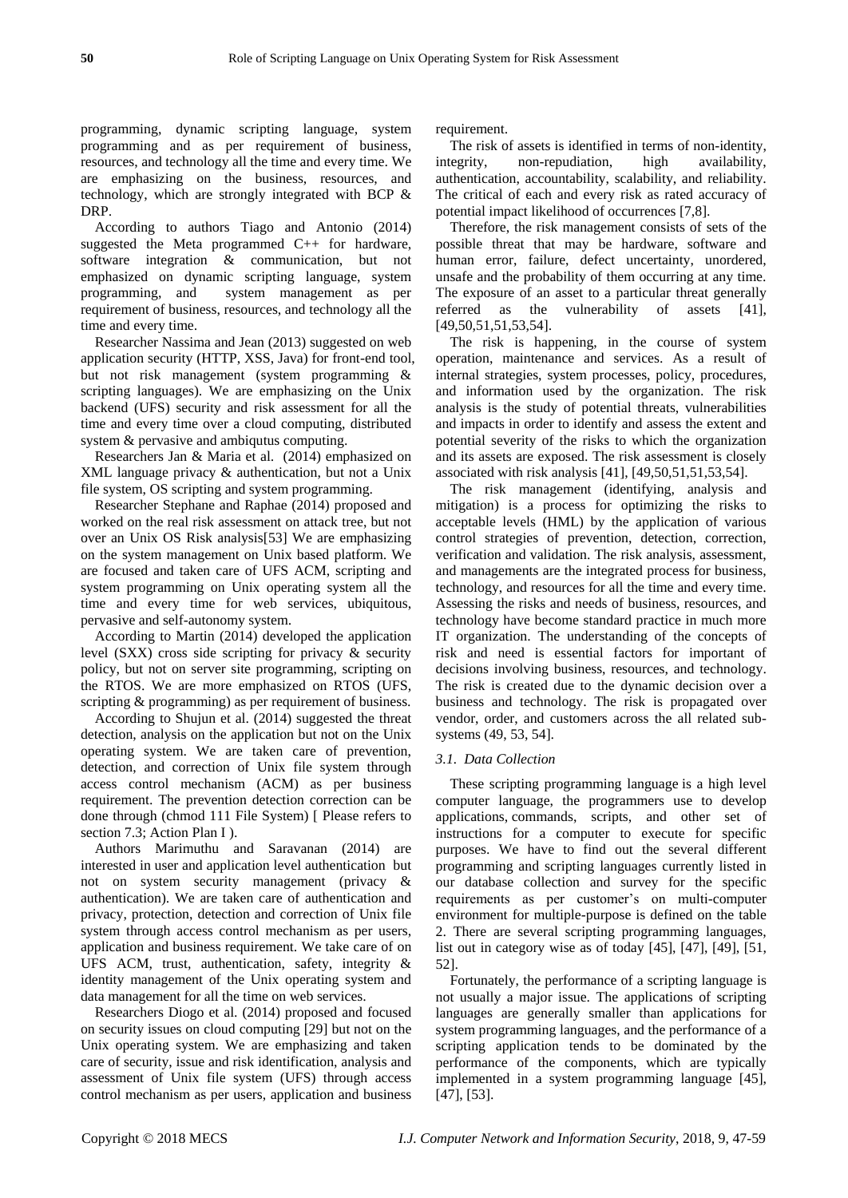programming, dynamic scripting language, system programming and as per requirement of business, resources, and technology all the time and every time. We are emphasizing on the business, resources, and technology, which are strongly integrated with BCP & DRP.

According to authors Tiago and Antonio (2014) suggested the Meta programmed C++ for hardware, software integration & communication, but not emphasized on dynamic scripting language, system programming, and system management as per requirement of business, resources, and technology all the time and every time.

Researcher Nassima and Jean (2013) suggested on web application security (HTTP, XSS, Java) for front-end tool, but not risk management (system programming & scripting languages). We are emphasizing on the Unix backend (UFS) security and risk assessment for all the time and every time over a cloud computing, distributed system & pervasive and ambiqutus computing.

Researchers Jan & Maria et al. (2014) emphasized on XML language privacy & authentication, but not a Unix file system, OS scripting and system programming.

Researcher Stephane and Raphae (2014) proposed and worked on the real risk assessment on attack tree, but not over an Unix OS Risk analysis[53] We are emphasizing on the system management on Unix based platform. We are focused and taken care of UFS ACM, scripting and system programming on Unix operating system all the time and every time for web services, ubiquitous, pervasive and self-autonomy system.

According to Martin (2014) developed the application level (SXX) cross side scripting for privacy & security policy, but not on server site programming, scripting on the RTOS. We are more emphasized on RTOS (UFS, scripting & programming) as per requirement of business.

According to Shujun et al. (2014) suggested the threat detection, analysis on the application but not on the Unix operating system. We are taken care of prevention, detection, and correction of Unix file system through access control mechanism (ACM) as per business requirement. The prevention detection correction can be done through (chmod 111 File System) [ Please refers to section 7.3; Action Plan I ).

Authors Marimuthu and Saravanan (2014) are interested in user and application level authentication but not on system security management (privacy & authentication). We are taken care of authentication and privacy, protection, detection and correction of Unix file system through access control mechanism as per users, application and business requirement. We take care of on UFS ACM, trust, authentication, safety, integrity & identity management of the Unix operating system and data management for all the time on web services.

Researchers Diogo et al. (2014) proposed and focused on security issues on cloud computing [29] but not on the Unix operating system. We are emphasizing and taken care of security, issue and risk identification, analysis and assessment of Unix file system (UFS) through access control mechanism as per users, application and business requirement.

The risk of assets is identified in terms of non-identity, integrity, non-repudiation, high availability, authentication, accountability, scalability, and reliability. The critical of each and every risk as rated accuracy of potential impact likelihood of occurrences [7,8].

Therefore, the risk management consists of sets of the possible threat that may be hardware, software and human error, failure, defect uncertainty, unordered, unsafe and the probability of them occurring at any time. The exposure of an asset to a particular threat generally referred as the vulnerability of assets [41], [49,50,51,51,53,54].

The risk is happening, in the course of system operation, maintenance and services. As a result of internal strategies, system processes, policy, procedures, and information used by the organization. The risk analysis is the study of potential threats, vulnerabilities and impacts in order to identify and assess the extent and potential severity of the risks to which the organization and its assets are exposed. The risk assessment is closely associated with risk analysis [41], [49,50,51,51,53,54].

The risk management (identifying, analysis and mitigation) is a process for optimizing the risks to acceptable levels (HML) by the application of various control strategies of prevention, detection, correction, verification and validation. The risk analysis, assessment, and managements are the integrated process for business, technology, and resources for all the time and every time. Assessing the risks and needs of business, resources, and technology have become standard practice in much more IT organization. The understanding of the concepts of risk and need is essential factors for important of decisions involving business, resources, and technology. The risk is created due to the dynamic decision over a business and technology. The risk is propagated over vendor, order, and customers across the all related sub-systems (49, 53, 54].

### *3.1. Data Collection*

These scripting programming language is a high level computer language, the programmers use to develop applications, commands, scripts, and other set of instructions for a computer to execute for specific purposes. We have to find out the several different programming and scripting languages currently listed in our database collection and survey for the specific requirements as per customer's on multi-computer environment for multiple-purpose is defined on the table 2. There are several scripting programming languages, list out in category wise as of today [45], [47], [49], [51, 52].

Fortunately, the performance of a scripting language is not usually a major issue. The applications of scripting languages are generally smaller than applications for system programming languages, and the performance of a scripting application tends to be dominated by the performance of the components, which are typically implemented in a system programming language [45], [47], [53].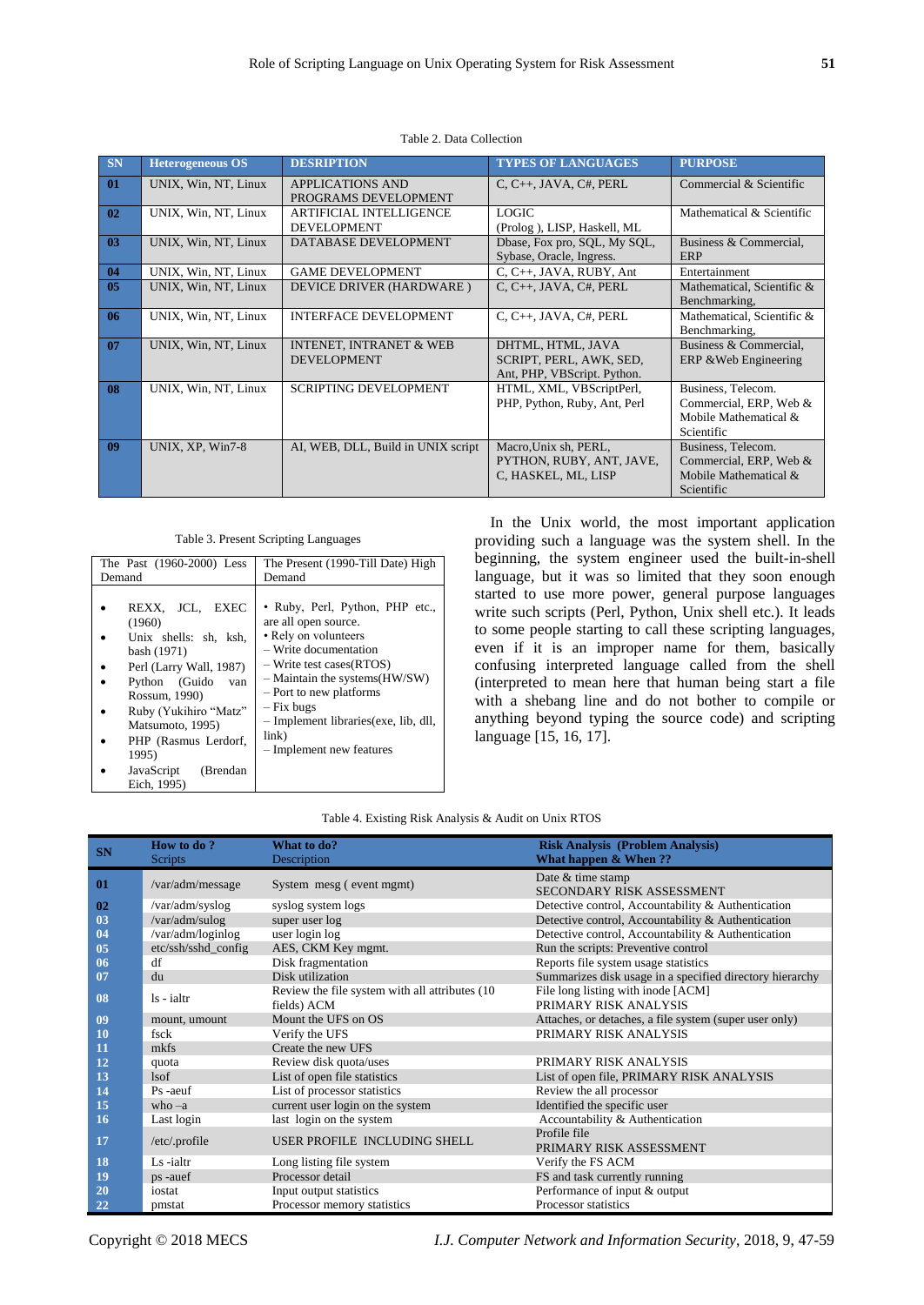Table 2. Data Collection

| SN | Heterogeneous OS | DESRIPTION | TYPES OF LANGUAGES | PURPOSE |
|---|---|---|---|---|
| 01 | UNIX, Win, NT, Linux | APPLICATIONS AND PROGRAMS DEVELOPMENT | C, C++, JAVA, C#, PERL | Commercial & Scientific |
| 02 | UNIX, Win, NT, Linux | ARTIFICIAL INTELLIGENCE DEVELOPMENT | LOGIC (Prolog ), LISP, Haskell, ML | Mathematical & Scientific |
| 03 | UNIX, Win, NT, Linux | DATABASE DEVELOPMENT | Dbase, Fox pro, SQL, My SQL, Sybase, Oracle, Ingress. | Business & Commercial, ERP |
| 04 | UNIX, Win, NT, Linux | GAME DEVELOPMENT | C, C++, JAVA, RUBY, Ant | Entertainment |
| 05 | UNIX, Win, NT, Linux | DEVICE DRIVER (HARDWARE ) | C, C++, JAVA, C#, PERL | Mathematical, Scientific & Benchmarking, |
| 06 | UNIX, Win, NT, Linux | INTERFACE DEVELOPMENT | C, C++, JAVA, C#, PERL | Mathematical, Scientific & Benchmarking, |
| 07 | UNIX, Win, NT, Linux | INTENET, INTRANET & WEB DEVELOPMENT | DHTML, HTML, JAVA SCRIPT, PERL, AWK, SED, Ant, PHP, VBScript. Python. | Business & Commercial, ERP &Web Engineering |
| 08 | UNIX, Win, NT, Linux | SCRIPTING DEVELOPMENT | HTML, XML, VBScriptPerl, PHP, Python, Ruby, Ant, Perl | Business, Telecom. Commercial, ERP, Web & Mobile Mathematical & Scientific |
| 09 | UNIX, XP, Win7-8 | AI, WEB, DLL, Build in UNIX script | Macro,Unix sh, PERL, PYTHON, RUBY, ANT, JAVE, C, HASKEL, ML, LISP | Business, Telecom. Commercial, ERP, Web & Mobile Mathematical & Scientific |

Table 3. Present Scripting Languages

| The Past (1960-2000) Less Demand | The Present (1990-Till Date) High Demand |
|---|---|
| • REXX, JCL, EXEC (1960)<br>• Unix shells: sh, ksh, bash (1971)<br>• Perl (Larry Wall, 1987)<br>• Python (Guido van Rossum, 1990)<br>• Ruby (Yukihiro "Matz" Matsumoto, 1995)<br>• PHP (Rasmus Lerdorf, 1995)<br>• JavaScript (Brendan Eich, 1995) | • Ruby, Perl, Python, PHP etc., are all open source.<br>• Rely on volunteers<br>– Write documentation<br>– Write test cases(RTOS)<br>– Maintain the systems(HW/SW)<br>– Port to new platforms<br>– Fix bugs<br>– Implement libraries(exe, lib, dll, link)<br>– Implement new features |

In the Unix world, the most important application providing such a language was the system shell. In the beginning, the system engineer used the built-in-shell language, but it was so limited that they soon enough started to use more power, general purpose languages write such scripts (Perl, Python, Unix shell etc.). It leads to some people starting to call these scripting languages, even if it is an improper name for them, basically confusing interpreted language called from the shell (interpreted to mean here that human being start a file with a shebang line and do not bother to compile or anything beyond typing the source code) and scripting language [15, 16, 17].

Table 4. Existing Risk Analysis & Audit on Unix RTOS

| SN | How to do ? Scripts | What to do? Description | Risk Analysis (Problem Analysis) What happen & When ?? |
|---|---|---|---|
| 01 | /var/adm/message | System mesg ( event mgmt) | Date & time stamp SECONDARY RISK ASSESSMENT |
| 02 | /var/adm/syslog | syslog system logs | Detective control, Accountability & Authentication |
| 03 | /var/adm/sulog | super user log | Detective control, Accountability & Authentication |
| 04 | /var/adm/loginlog | user login log | Detective control, Accountability & Authentication |
| 05 | etc/ssh/sshd_config | AES, CKM Key mgmt. | Run the scripts: Preventive control |
| 06 | df | Disk fragmentation | Reports file system usage statistics |
| 07 | du | Disk utilization | Summarizes disk usage in a specified directory hierarchy |
| 08 | ls - ialtr | Review the file system with all attributes (10 fields) ACM | File long listing with inode [ACM] PRIMARY RISK ANALYSIS |
| 09 | mount, umount | Mount the UFS on OS | Attaches, or detaches, a file system (super user only) |
| 10 | fsck | Verify the UFS | PRIMARY RISK ANALYSIS |
| 11 | mkfs | Create the new UFS | |
| 12 | quota | Review disk quota/uses | PRIMARY RISK ANALYSIS |
| 13 | lsof | List of open file statistics | List of open file, PRIMARY RISK ANALYSIS |
| 14 | Ps -aeuf | List of processor statistics | Review the all processor |
| 15 | who –a | current user login on the system | Identified the specific user |
| 16 | Last login | last login on the system | Accountability & Authentication |
| 17 | /etc/.profile | USER PROFILE INCLUDING SHELL | Profile file PRIMARY RISK ASSESSMENT |
| 18 | Ls -ialtr | Long listing file system | Verify the FS ACM |
| 19 | ps -auef | Processor detail | FS and task currently running |
| 20 | iostat | Input output statistics | Performance of input & output |
| 22 | pmstat | Processor memory statistics | Processor statistics |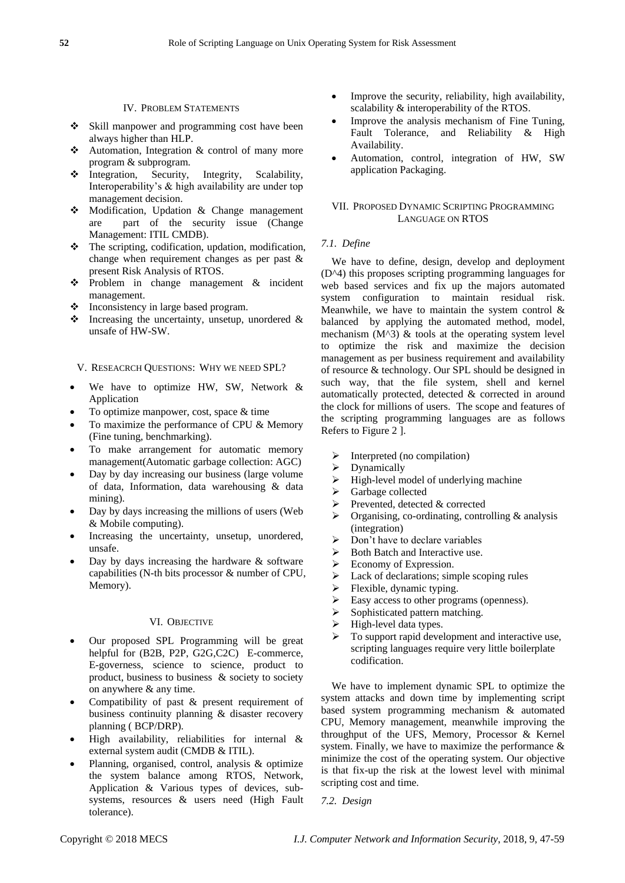## IV. Problem Statements

- ❖ Skill manpower and programming cost have been always higher than HLP.
- ❖ Automation, Integration & control of many more program & subprogram.
- ❖ Integration, Security, Integrity, Scalability, Interoperability's & high availability are under top management decision.
- ❖ Modification, Updation & Change management are part of the security issue (Change Management: ITIL CMDB).
- ❖ The scripting, codification, updation, modification, change when requirement changes as per past & present Risk Analysis of RTOS.
- ❖ Problem in change management & incident management.
- ❖ Inconsistency in large based program.
- ❖ Increasing the uncertainty, unsetup, unordered & unsafe of HW-SW.

## V. Reseacrch Questions: Why we need SPL?

- We have to optimize HW, SW, Network & Application
- To optimize manpower, cost, space & time
- To maximize the performance of CPU & Memory (Fine tuning, benchmarking).
- To make arrangement for automatic memory management(Automatic garbage collection: AGC)
- Day by day increasing our business (large volume of data, Information, data warehousing & data mining).
- Day by days increasing the millions of users (Web & Mobile computing).
- Increasing the uncertainty, unsetup, unordered, unsafe.
- Day by days increasing the hardware & software capabilities (N-th bits processor & number of CPU, Memory).

## VI. Objective

- Our proposed SPL Programming will be great helpful for (B2B, P2P, G2G,C2C) E-commerce, E-governess, science to science, product to product, business to business & society to society on anywhere & any time.
- Compatibility of past & present requirement of business continuity planning & disaster recovery planning ( BCP/DRP).
- High availability, reliabilities for internal & external system audit (CMDB & ITIL).
- Planning, organised, control, analysis & optimize the system balance among RTOS, Network, Application & Various types of devices, sub-systems, resources & users need (High Fault tolerance).
- Improve the security, reliability, high availability, scalability & interoperability of the RTOS.
- Improve the analysis mechanism of Fine Tuning, Fault Tolerance, and Reliability & High Availability.
- Automation, control, integration of HW, SW application Packaging.

## VII. Proposed Dynamic Scripting Programming Language on RTOS

### *7.1. Define*

We have to define, design, develop and deployment (D^4) this proposes scripting programming languages for web based services and fix up the majors automated system configuration to maintain residual risk. Meanwhile, we have to maintain the system control & balanced by applying the automated method, model, mechanism (M^3) & tools at the operating system level to optimize the risk and maximize the decision management as per business requirement and availability of resource & technology. Our SPL should be designed in such way, that the file system, shell and kernel automatically protected, detected & corrected in around the clock for millions of users. The scope and features of the scripting programming languages are as follows Refers to Figure 2 ].

- ➢ Interpreted (no compilation)
- ➢ Dynamically
- ➢ High-level model of underlying machine
- ➢ Garbage collected
- ➢ Prevented, detected & corrected
- ➢ Organising, co-ordinating, controlling & analysis (integration)
- ➢ Don't have to declare variables
- ➢ Both Batch and Interactive use.
- ➢ Economy of Expression.
- ➢ Lack of declarations; simple scoping rules
- ➢ Flexible, dynamic typing.
- ➢ Easy access to other programs (openness).
- ➢ Sophisticated pattern matching.
- ➢ High-level data types.
- ➢ To support rapid development and interactive use, scripting languages require very little boilerplate codification.

We have to implement dynamic SPL to optimize the system attacks and down time by implementing script based system programming mechanism & automated CPU, Memory management, meanwhile improving the throughput of the UFS, Memory, Processor & Kernel system. Finally, we have to maximize the performance & minimize the cost of the operating system. Our objective is that fix-up the risk at the lowest level with minimal scripting cost and time.

### *7.2. Design*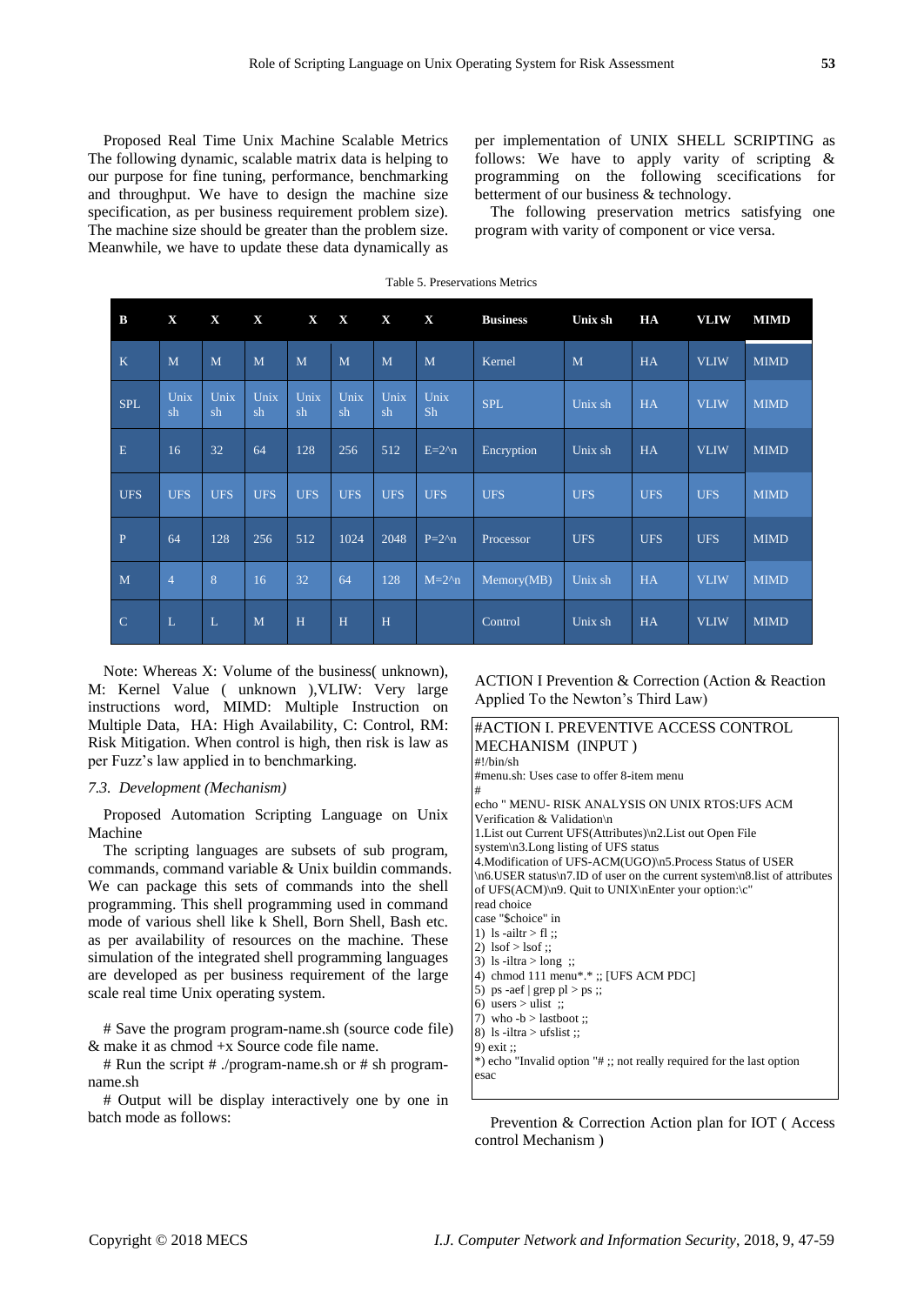Proposed Real Time Unix Machine Scalable Metrics The following dynamic, scalable matrix data is helping to our purpose for fine tuning, performance, benchmarking and throughput. We have to design the machine size specification, as per business requirement problem size). The machine size should be greater than the problem size. Meanwhile, we have to update these data dynamically as per implementation of UNIX SHELL SCRIPTING as follows: We have to apply varity of scripting & programming on the following scecifications for betterment of our business & technology.

The following preservation metrics satisfying one program with varity of component or vice versa.

Table 5. Preservations Metrics

| B | X | X | X | X | X | X | X | Business | Unix sh | HA | VLIW | MIMD |
|---|---|---|---|---|---|---|---|---|---|---|---|---|
| K | M | M | M | M | M | M | M | Kernel | M | HA | VLIW | MIMD |
| SPL | Unix sh | Unix sh | Unix sh | Unix sh | Unix sh | Unix sh | Unix Sh | SPL | Unix sh | HA | VLIW | MIMD |
| E | 16 | 32 | 64 | 128 | 256 | 512 | E=2^n | Encryption | Unix sh | HA | VLIW | MIMD |
| UFS | UFS | UFS | UFS | UFS | UFS | UFS | UFS | UFS | UFS | UFS | UFS | MIMD |
| P | 64 | 128 | 256 | 512 | 1024 | 2048 | P=2^n | Processor | UFS | UFS | UFS | MIMD |
| M | 4 | 8 | 16 | 32 | 64 | 128 | M=2^n | Memory(MB) | Unix sh | HA | VLIW | MIMD |
| C | L | L | M | H | H | H | | Control | Unix sh | HA | VLIW | MIMD |

Note: Whereas X: Volume of the business( unknown), M: Kernel Value ( unknown ),VLIW: Very large instructions word, MIMD: Multiple Instruction on Multiple Data, HA: High Availability, C: Control, RM: Risk Mitigation. When control is high, then risk is law as per Fuzz's law applied in to benchmarking.

### *7.3. Development (Mechanism)*

Proposed Automation Scripting Language on Unix Machine

The scripting languages are subsets of sub program, commands, command variable & Unix buildin commands. We can package this sets of commands into the shell programming. This shell programming used in command mode of various shell like k Shell, Born Shell, Bash etc. as per availability of resources on the machine. These simulation of the integrated shell programming languages are developed as per business requirement of the large scale real time Unix operating system.

# Save the program program-name.sh (source code file) & make it as chmod +x Source code file name.

# Run the script # ./program-name.sh or # sh program-name.sh

# Output will be display interactively one by one in batch mode as follows:

ACTION I Prevention & Correction (Action & Reaction Applied To the Newton's Third Law)

```
#ACTION I. PREVENTIVE ACCESS CONTROL
MECHANISM (INPUT )
#!/bin/sh
#menu.sh: Uses case to offer 8-item menu
#
echo " MENU- RISK ANALYSIS ON UNIX RTOS:UFS ACM
Verification & Validation\n
1.List out Current UFS(Attributes)\n2.List out Open File
system\n3.Long listing of UFS status
4.Modification of UFS-ACM(UGO)\n5.Process Status of USER
\n6.USER status\n7.ID of user on the current system\n8.list of attributes
of UFS(ACM)\n9. Quit to UNIX\nEnter your option:\c"
read choice
case "$choice" in
1) ls -ailtr > fl ;;
2) lsof > lsof ;;
3) ls -iltra > long ;;
4) chmod 111 menu*.* ;; [UFS ACM PDC]
5) ps -aef | grep pl > ps ;;
6) users > ulist ;;
7) who -b > lastboot ;;
8) ls -iltra > ufslist ;;
9) exit ;;
*) echo "Invalid option "# ;; not really required for the last option
esac
```

Prevention & Correction Action plan for IOT ( Access control Mechanism )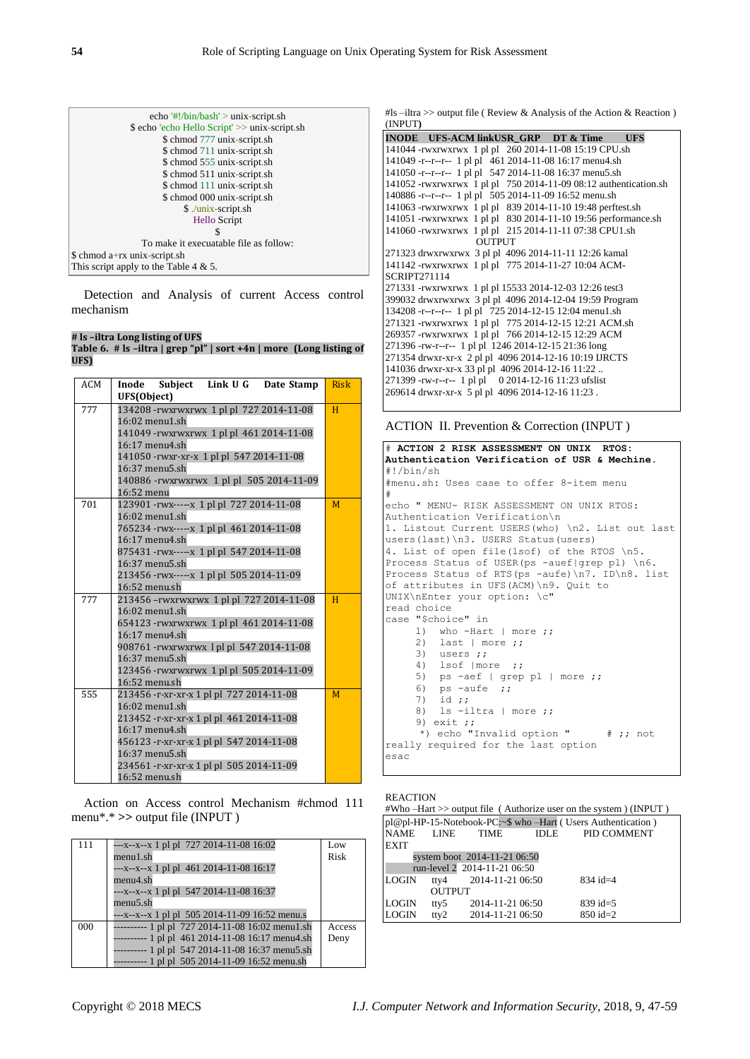```
echo '#!/bin/bash' > unix-script.sh
$ echo 'echo Hello Script' >> unix-script.sh
$ chmod 777 unix-script.sh
$ chmod 711 unix-script.sh
$ chmod 555 unix-script.sh
$ chmod 511 unix-script.sh
$ chmod 111 unix-script.sh
$ chmod 000 unix-script.sh
$ ./unix-script.sh
Hello Script
$
To make it exeacutable file as follow:
$ chmod a+rx unix-script.sh
This script apply to the Table 4 & 5.
```

Detection and Analysis of current Access control mechanism

**# ls –iltra Long listing of UFS**
**Table 6. # ls –iltra | grep "pl" | sort +4n | more (Long listing of UFS)**

| ACM | Inode Subject Link U G Date Stamp UFS(Object) | Risk |
|---|---|---|
| 777 | 134208 -rwxrwxrwx 1 pl pl 727 2014-11-08 16:02 menu1.sh<br>141049 -rwxrwxrwx 1 pl pl 461 2014-11-08 16:17 menu4.sh<br>141050 -rwxr-xr-x 1 pl pl 547 2014-11-08 16:37 menu5.sh<br>140886 -rwxrwxrwx 1 pl pl 505 2014-11-09 16:52 menu | H |
| 701 | 123901 -rwx-----x 1 pl pl 727 2014-11-08 16:02 menu1.sh<br>765234 -rwx-----x 1 pl pl 461 2014-11-08 16:17 menu4.sh<br>875431 -rwx-----x 1 pl pl 547 2014-11-08 16:37 menu5.sh<br>213456 -rwx-----x 1 pl pl 505 2014-11-09 16:52 menu.sh | M |
| 777 | 213456 –rwxrwxrwx 1 pl pl 727 2014-11-08 16:02 menu1.sh<br>654123 -rwxrwxrwx 1 pl pl 461 2014-11-08 16:17 menu4.sh<br>908761 -rwxrwxrwx l pl pl 547 2014-11-08 16:37 menu5.sh<br>123456 -rwxrwxrwx 1 pl pl 505 2014-11-09 16:52 menu.sh | H |
| 555 | 213456 -r-xr-xr-x 1 pl pl 727 2014-11-08 16:02 menu1.sh<br>213452 -r-xr-xr-x 1 pl pl 461 2014-11-08 16:17 menu4.sh<br>456123 -r-xr-xr-x 1 pl pl 547 2014-11-08 16:37 menu5.sh<br>234561 -r-xr-xr-x 1 pl pl 505 2014-11-09 16:52 menu.sh | M |

Action on Access control Mechanism #chmod 111 menu*.* >> output file (INPUT )

| 111 | ---x--x--x 1 pl pl 727 2014-11-08 16:02 menu1.sh<br>---x--x--x 1 pl pl 461 2014-11-08 16:17 menu4.sh<br>---x--x--x 1 pl pl 547 2014-11-08 16:37 menu5.sh<br>---x--x--x 1 pl pl 505 2014-11-09 16:52 menu.s | Low Risk |
|---|---|---|
| 000 | ---------- 1 pl pl 727 2014-11-08 16:02 menu1.sh<br>---------- 1 pl pl 461 2014-11-08 16:17 menu4.sh<br>---------- 1 pl pl 547 2014-11-08 16:37 menu5.sh<br>---------- 1 pl pl 505 2014-11-09 16:52 menu.sh | Access Deny |

#ls –iltra >> output file ( Review & Analysis of the Action & Reaction ) (INPUT**)**

```
INODE   UFS-ACM linkUSR_GRP   DT & Time        UFS
141044 -rwxrwxrwx  1 pl pl  260 2014-11-08 15:19 CPU.sh
141049 -r--r--r--  1 pl pl  461 2014-11-08 16:17 menu4.sh
141050 -r--r--r--  1 pl pl  547 2014-11-08 16:37 menu5.sh
141052 -rwxrwxrwx  1 pl pl  750 2014-11-09 08:12 authentication.sh
140886 -r--r--r--  1 pl pl  505 2014-11-09 16:52 menu.sh
141063 -rwxrwxrwx  1 pl pl  839 2014-11-10 19:48 perftest.sh
141051 -rwxrwxrwx  1 pl pl  830 2014-11-10 19:56 performance.sh
141060 -rwxrwxrwx  1 pl pl  215 2014-11-11 07:38 CPU1.sh
                               OUTPUT
271323 drwxrwxrwx  3 pl pl  4096 2014-11-11 12:26 kamal
141142 -rwxrwxrwx  1 pl pl  775 2014-11-27 10:04 ACM-SCRIPT271114
271331 -rwxrwxrwx  1 pl pl 15533 2014-12-03 12:26 test3
399032 drwxrwxrwx  3 pl pl  4096 2014-12-04 19:59 Program
134208 -r--r--r--  1 pl pl  725 2014-12-15 12:04 menu1.sh
271321 -rwxrwxrwx  1 pl pl  775 2014-12-15 12:21 ACM.sh
269357 -rwxrwxrwx  1 pl pl  766 2014-12-15 12:29 ACM
271396 -rw-r--r--  1 pl pl  1246 2014-12-15 21:36 long
271354 drwxr-xr-x  2 pl pl  4096 2014-12-16 10:19 IJRCTS
141036 drwxr-xr-x 33 pl pl  4096 2014-12-16 11:22 ..
271399 -rw-r--r--  1 pl pl     0 2014-12-16 11:23 ufslist
269614 drwxr-xr-x  5 pl pl  4096 2014-12-16 11:23 .
```

ACTION II. Prevention & Correction (INPUT )

```
# ACTION 2 RISK ASSESSMENT ON UNIX  RTOS:
Authentication Verification of USR & Mechine.
#!/bin/sh
#menu.sh: Uses case to offer 8-item menu
#
echo " MENU- RISK ASSESSMENT ON UNIX RTOS:
Authentication Verification\n
1. Listout Current USERS(who) \n2. List out last
users(last)\n3. USERS Status(users)
4. List of open file(lsof) of the RTOS \n5.
Process Status of USER(ps -auef|grep pl) \n6.
Process Status of RTS(ps -aufe)\n7. ID\n8. list
of attributes in UFS(ACM)\n9. Quit to
UNIX\nEnter your option: \c"
read choice
case "$choice" in
     1)  who -Hart | more ;;
     2)  last | more ;;
     3)  users ;;
     4)  lsof |more  ;;
     5)  ps -aef | grep pl | more ;;
     6)  ps -aufe  ;;
     7)  id ;;
     8)  ls -iltra | more ;;
     9) exit ;;
      *) echo "Invalid option "       # ;; not
really required for the last option
esac
```

REACTION
#Who –Hart >> output file ( Authorize user on the system ) (INPUT )

```
pl@pl-HP-15-Notebook-PC:~$ who –Hart ( Users Authentication )
NAME     LINE      TIME          IDLE       PID COMMENT
EXIT
        system boot  2014-11-21 06:50
        run-level 2  2014-11-21 06:50
LOGIN    tty4      2014-11-21 06:50          834 id=4
                OUTPUT
LOGIN    tty5      2014-11-21 06:50          839 id=5
LOGIN    tty2      2014-11-21 06:50          850 id=2
```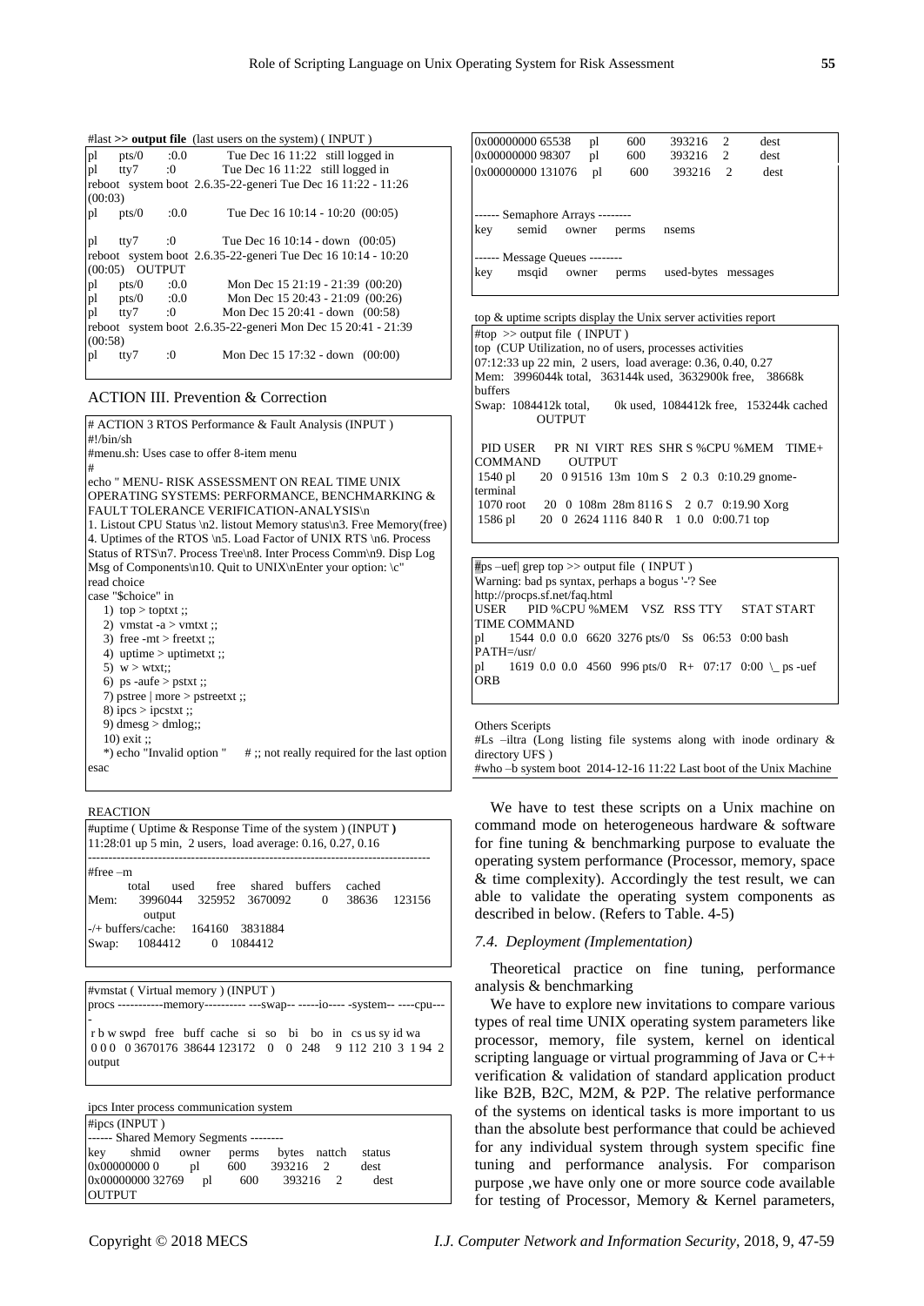#last >> **output file** (last users on the system) ( INPUT )

```
pl    pts/0    :0.0        Tue Dec 16 11:22   still logged in
pl    tty7     :0          Tue Dec 16 11:22   still logged in
reboot  system boot  2.6.35-22-generi Tue Dec 16 11:22 - 11:26
(00:03)
pl    pts/0    :0.0        Tue Dec 16 10:14 - 10:20  (00:05)

pl    tty7     :0          Tue Dec 16 10:14 - down   (00:05)
reboot  system boot  2.6.35-22-generi Tue Dec 16 10:14 - 10:20
(00:05)   OUTPUT
pl    pts/0    :0.0        Mon Dec 15 21:19 - 21:39  (00:20)
pl    pts/0    :0.0        Mon Dec 15 20:43 - 21:09  (00:26)
pl    tty7     :0          Mon Dec 15 20:41 - down   (00:58)
reboot  system boot  2.6.35-22-generi Mon Dec 15 20:41 - 21:39
(00:58)
pl    tty7     :0          Mon Dec 15 17:32 - down   (00:00)
```

ACTION III. Prevention & Correction

```
# ACTION 3 RTOS Performance & Fault Analysis (INPUT )
#!/bin/sh
#menu.sh: Uses case to offer 8-item menu
#
echo " MENU- RISK ASSESSMENT ON REAL TIME UNIX OPERATING SYSTEMS: PERFORMANCE, BENCHMARKING & FAULT TOLERANCE VERIFICATION-ANALYSIS\n
1. Listout CPU Status \n2. listout Memory status\n3. Free Memory(free) 4. Uptimes of the RTOS \n5. Load Factor of UNIX RTS \n6. Process Status of RTS\n7. Process Tree\n8. Inter Process Comm\n9. Disp Log Msg of Components\n10. Quit to UNIX\nEnter your option: \c"
read choice
case "$choice" in
   1)  top > toptxt ;;
   2)  vmstat -a > vmtxt ;;
   3)  free -mt > freetxt ;;
   4)  uptime > uptimetxt ;;
   5)  w > wtxt;;
   6)  ps -aufe > pstxt ;;
   7) pstree | more > pstreetxt ;;
   8) ipcs > ipcstxt ;;
   9) dmesg > dmlog;;
   10) exit ;;
   *) echo "Invalid option "     # ;; not really required for the last option
esac
```

REACTION

```
#uptime ( Uptime & Response Time of the system ) (INPUT )
11:28:01 up 5 min,  2 users,  load average: 0.16, 0.27, 0.16
-----------------------------------------------------------------------------
#free –m
         total      used      free    shared   buffers     cached
Mem:     3996044   325952   3670092        0     38636     123156
            output
-/+ buffers/cache:    164160   3831884
Swap:    1084412         0   1084412
```

```
#vmstat ( Virtual memory ) (INPUT )
procs -----------memory---------- ---swap-- -----io---- -system-- ----cpu----
 r b w swpd  free  buff cache  si  so   bi   bo  in  cs us sy id wa
 0 0 0  0 3670176 38644 123172  0   0  248    9 112 210 3 1 94 2
output
```

ipcs Inter process communication system

```
#ipcs (INPUT )
------ Shared Memory Segments --------
key        shmid      owner      perms      bytes      nattch     status
0x00000000 0          pl         600        393216     2          dest
0x00000000 32769      pl         600        393216     2          dest
OUTPUT
0x00000000 65538      pl         600        393216     2          dest
0x00000000 98307      pl         600        393216     2          dest
0x00000000 131076     pl         600        393216     2          dest


------ Semaphore Arrays --------
key        semid      owner      perms      nsems

------ Message Queues --------
key        msqid      owner      perms      used-bytes   messages
```

top & uptime scripts display the Unix server activities report

```
#top  >> output file  ( INPUT )
top  (CUP Utilization, no of users, processes activities
07:12:33 up 22 min,  2 users,  load average: 0.36, 0.40, 0.27
Mem:  3996044k total,  363144k used,  3632900k free,    38668k buffers
Swap:  1084412k total,        0k used,  1084412k free,   153244k cached
           OUTPUT

  PID USER      PR  NI  VIRT  RES  SHR S %CPU %MEM    TIME+  COMMAND     OUTPUT
 1540 pl        20   0 91516  13m  10m S    2  0.3   0:10.29 gnome-terminal
 1070 root      20   0  108m  28m 8116 S    2  0.7   0:19.90 Xorg
 1586 pl        20   0  2624 1116  840 R    1  0.0   0:00.71 top
```

```
#ps –uef| grep top >> output file  ( INPUT )
Warning: bad ps syntax, perhaps a bogus '-'? See
http://procps.sf.net/faq.html
USER       PID %CPU %MEM    VSZ   RSS TTY      STAT START   TIME COMMAND
pl        1544  0.0  0.0   6620  3276 pts/0    Ss   06:53   0:00 bash PATH=/usr/
pl        1619  0.0  0.0   4560   996 pts/0    R+   07:17   0:00  \_ ps -uef ORB
```

Others Sceripts

#Ls –iltra (Long listing file systems along with inode ordinary & directory UFS )

#who –b system boot  2014-12-16 11:22 Last boot of the Unix Machine

We have to test these scripts on a Unix machine on command mode on heterogeneous hardware & software for fine tuning & benchmarking purpose to evaluate the operating system performance (Processor, memory, space & time complexity). Accordingly the test result, we can able to validate the operating system components as described in below. (Refers to Table. 4-5)

### *7.4. Deployment (Implementation)*

Theoretical practice on fine tuning, performance analysis & benchmarking

We have to explore new invitations to compare various types of real time UNIX operating system parameters like processor, memory, file system, kernel on identical scripting language or virtual programming of Java or C++ verification & validation of standard application product like B2B, B2C, M2M, & P2P. The relative performance of the systems on identical tasks is more important to us than the absolute best performance that could be achieved for any individual system through system specific fine tuning and performance analysis. For comparison purpose ,we have only one or more source code available for testing of Processor, Memory & Kernel parameters,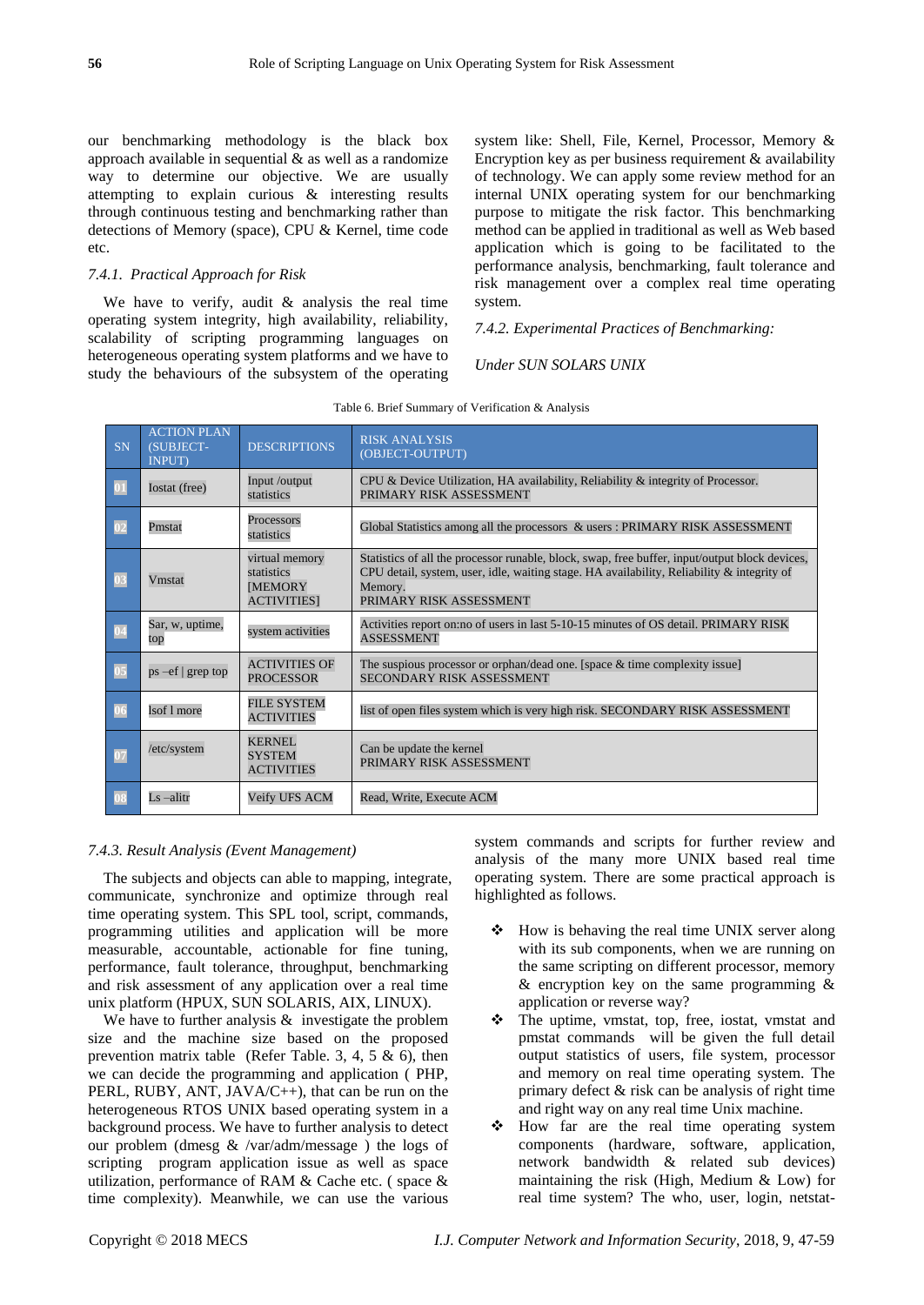our benchmarking methodology is the black box approach available in sequential & as well as a randomize way to determine our objective. We are usually attempting to explain curious & interesting results through continuous testing and benchmarking rather than detections of Memory (space), CPU & Kernel, time code etc.

### *7.4.1. Practical Approach for Risk*

We have to verify, audit & analysis the real time operating system integrity, high availability, reliability, scalability of scripting programming languages on heterogeneous operating system platforms and we have to study the behaviours of the subsystem of the operating system like: Shell, File, Kernel, Processor, Memory & Encryption key as per business requirement & availability of technology. We can apply some review method for an internal UNIX operating system for our benchmarking purpose to mitigate the risk factor. This benchmarking method can be applied in traditional as well as Web based application which is going to be facilitated to the performance analysis, benchmarking, fault tolerance and risk management over a complex real time operating system.

### *7.4.2. Experimental Practices of Benchmarking:*

*Under SUN SOLARS UNIX*

Table 6. Brief Summary of Verification & Analysis

| SN | ACTION PLAN (SUBJECT-INPUT) | DESCRIPTIONS | RISK ANALYSIS (OBJECT-OUTPUT) |
|---|---|---|---|
| 01 | Iostat (free) | Input /output statistics | CPU & Device Utilization, HA availability, Reliability & integrity of Processor. PRIMARY RISK ASSESSMENT |
| 02 | Pmstat | Processors statistics | Global Statistics among all the processors & users : PRIMARY RISK ASSESSMENT |
| 03 | Vmstat | virtual memory statistics [MEMORY ACTIVITIES] | Statistics of all the processor runable, block, swap, free buffer, input/output block devices, CPU detail, system, user, idle, waiting stage. HA availability, Reliability & integrity of Memory. PRIMARY RISK ASSESSMENT |
| 04 | Sar, w, uptime, top | system activities | Activities report on:no of users in last 5-10-15 minutes of OS detail. PRIMARY RISK ASSESSMENT |
| 05 | ps –ef \| grep top | ACTIVITIES OF PROCESSOR | The suspious processor or orphan/dead one. [space & time complexity issue] SECONDARY RISK ASSESSMENT |
| 06 | lsof l more | FILE SYSTEM ACTIVITIES | list of open files system which is very high risk. SECONDARY RISK ASSESSMENT |
| 07 | /etc/system | KERNEL SYSTEM ACTIVITIES | Can be update the kernel PRIMARY RISK ASSESSMENT |
| 08 | Ls –alitr | Veify UFS ACM | Read, Write, Execute ACM |

### *7.4.3. Result Analysis (Event Management)*

The subjects and objects can able to mapping, integrate, communicate, synchronize and optimize through real time operating system. This SPL tool, script, commands, programming utilities and application will be more measurable, accountable, actionable for fine tuning, performance, fault tolerance, throughput, benchmarking and risk assessment of any application over a real time unix platform (HPUX, SUN SOLARIS, AIX, LINUX).

We have to further analysis & investigate the problem size and the machine size based on the proposed prevention matrix table (Refer Table. 3, 4, 5 & 6), then we can decide the programming and application ( PHP, PERL, RUBY, ANT, JAVA/C++), that can be run on the heterogeneous RTOS UNIX based operating system in a background process. We have to further analysis to detect our problem (dmesg & /var/adm/message ) the logs of scripting program application issue as well as space utilization, performance of RAM & Cache etc. ( space & time complexity). Meanwhile, we can use the various system commands and scripts for further review and analysis of the many more UNIX based real time operating system. There are some practical approach is highlighted as follows.

- How is behaving the real time UNIX server along with its sub components, when we are running on the same scripting on different processor, memory & encryption key on the same programming & application or reverse way?
- The uptime, vmstat, top, free, iostat, vmstat and pmstat commands will be given the full detail output statistics of users, file system, processor and memory on real time operating system. The primary defect & risk can be analysis of right time and right way on any real time Unix machine.
- How far are the real time operating system components (hardware, software, application, network bandwidth & related sub devices) maintaining the risk (High, Medium & Low) for real time system? The who, user, login, netstat-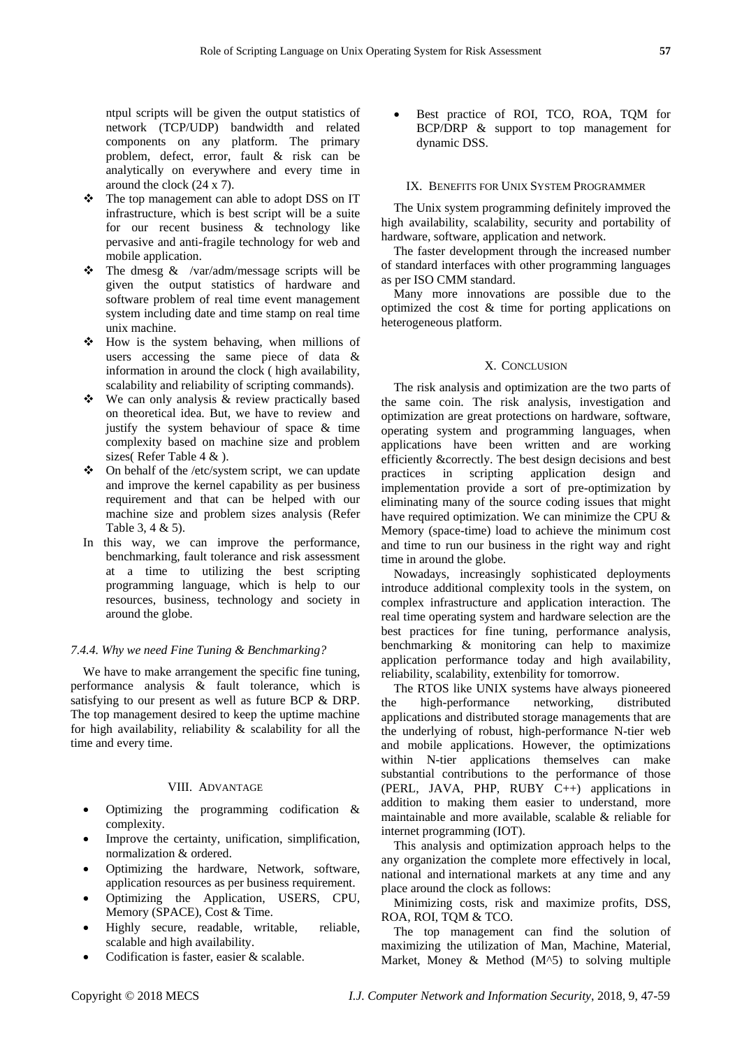ntpul scripts will be given the output statistics of network (TCP/UDP) bandwidth and related components on any platform. The primary problem, defect, error, fault & risk can be analytically on everywhere and every time in around the clock (24 x 7).

- The top management can able to adopt DSS on IT infrastructure, which is best script will be a suite for our recent business & technology like pervasive and anti-fragile technology for web and mobile application.
- The dmesg & /var/adm/message scripts will be given the output statistics of hardware and software problem of real time event management system including date and time stamp on real time unix machine.
- How is the system behaving, when millions of users accessing the same piece of data & information in around the clock ( high availability, scalability and reliability of scripting commands).
- We can only analysis & review practically based on theoretical idea. But, we have to review and justify the system behaviour of space & time complexity based on machine size and problem sizes( Refer Table 4 & ).
- On behalf of the /etc/system script, we can update and improve the kernel capability as per business requirement and that can be helped with our machine size and problem sizes analysis (Refer Table 3, 4 & 5).

In this way, we can improve the performance, benchmarking, fault tolerance and risk assessment at a time to utilizing the best scripting programming language, which is help to our resources, business, technology and society in around the globe.

### *7.4.4. Why we need Fine Tuning & Benchmarking?*

We have to make arrangement the specific fine tuning, performance analysis & fault tolerance, which is satisfying to our present as well as future BCP & DRP. The top management desired to keep the uptime machine for high availability, reliability & scalability for all the time and every time.

## VIII. Advantage

- Optimizing the programming codification & complexity.
- Improve the certainty, unification, simplification, normalization & ordered.
- Optimizing the hardware, Network, software, application resources as per business requirement.
- Optimizing the Application, USERS, CPU, Memory (SPACE), Cost & Time.
- Highly secure, readable, writable, reliable, scalable and high availability.
- Codification is faster, easier & scalable.
- Best practice of ROI, TCO, ROA, TQM for BCP/DRP & support to top management for dynamic DSS.

## IX. Benefits for Unix System Programmer

The Unix system programming definitely improved the high availability, scalability, security and portability of hardware, software, application and network.

The faster development through the increased number of standard interfaces with other programming languages as per ISO CMM standard.

Many more innovations are possible due to the optimized the cost & time for porting applications on heterogeneous platform.

## X. Conclusion

The risk analysis and optimization are the two parts of the same coin. The risk analysis, investigation and optimization are great protections on hardware, software, operating system and programming languages, when applications have been written and are working efficiently &correctly. The best design decisions and best practices in scripting application design and implementation provide a sort of pre-optimization by eliminating many of the source coding issues that might have required optimization. We can minimize the CPU & Memory (space-time) load to achieve the minimum cost and time to run our business in the right way and right time in around the globe.

Nowadays, increasingly sophisticated deployments introduce additional complexity tools in the system, on complex infrastructure and application interaction. The real time operating system and hardware selection are the best practices for fine tuning, performance analysis, benchmarking & monitoring can help to maximize application performance today and high availability, reliability, scalability, extenbility for tomorrow.

The RTOS like UNIX systems have always pioneered the high-performance networking, distributed applications and distributed storage managements that are the underlying of robust, high-performance N-tier web and mobile applications. However, the optimizations within N-tier applications themselves can make substantial contributions to the performance of those (PERL, JAVA, PHP, RUBY C++) applications in addition to making them easier to understand, more maintainable and more available, scalable & reliable for internet programming (IOT).

This analysis and optimization approach helps to the any organization the complete more effectively in local, national and international markets at any time and any place around the clock as follows:

Minimizing costs, risk and maximize profits, DSS, ROA, ROI, TQM & TCO.

The top management can find the solution of maximizing the utilization of Man, Machine, Material, Market, Money & Method (M^5) to solving multiple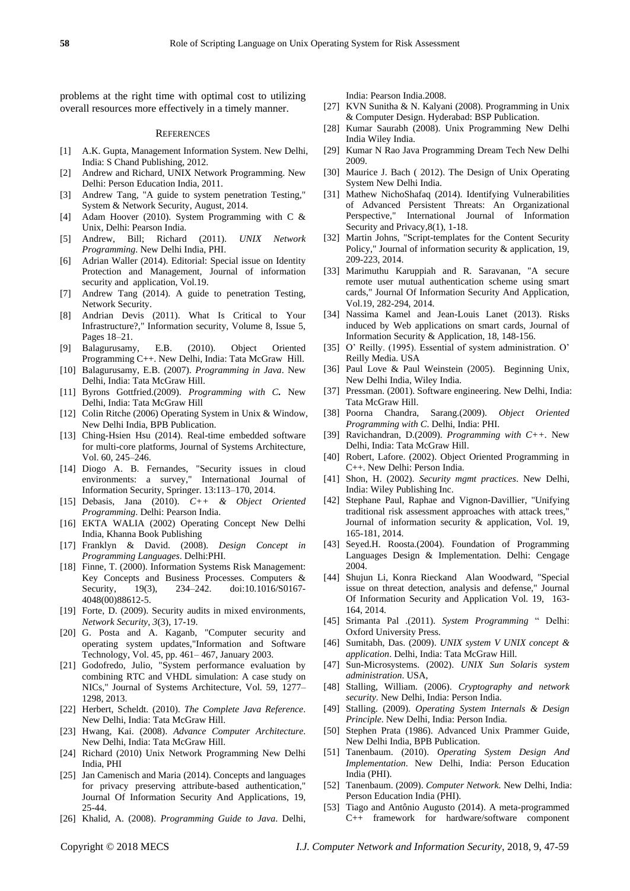problems at the right time with optimal cost to utilizing overall resources more effectively in a timely manner.

## REFERENCES

[1] A.K. Gupta, Management Information System. New Delhi, India: S Chand Publishing, 2012.

[2] Andrew and Richard, UNIX Network Programming. New Delhi: Person Education India, 2011.

[3] Andrew Tang, "A guide to system penetration Testing," System & Network Security, August, 2014.

[4] Adam Hoover (2010). System Programming with C & Unix, Delhi: Pearson India.

[5] Andrew, Bill; Richard (2011). *UNIX Network Programming*. New Delhi India, PHI.

[6] Adrian Waller (2014). Editorial: Special issue on Identity Protection and Management, Journal of information security and application, Vol.19.

[7] Andrew Tang (2014). A guide to penetration Testing, Network Security.

[8] Andrian Devis (2011). What Is Critical to Your Infrastructure?," Information security, Volume 8, Issue 5, Pages 18–21.

[9] Balagurusamy, E.B. (2010). Object Oriented Programming C++. New Delhi, India: Tata McGraw Hill.

[10] Balagurusamy, E.B. (2007). *Programming in Java*. New Delhi, India: Tata McGraw Hill.

[11] Byrons Gottfried.(2009). *Programming with C.* New Delhi, India: Tata McGraw Hill

[12] Colin Ritche (2006) Operating System in Unix & Window, New Delhi India, BPB Publication.

[13] Ching-Hsien Hsu (2014). Real-time embedded software for multi-core platforms, Journal of Systems Architecture, Vol. 60, 245–246.

[14] Diogo A. B. Fernandes, "Security issues in cloud environments: a survey," International Journal of Information Security, Springer. 13:113–170, 2014.

[15] Debasis, Jana (2010). *C++ & Object Oriented Programming*. Delhi: Pearson India.

[16] EKTA WALIA (2002) Operating Concept New Delhi India, Khanna Book Publishing

[17] Franklyn & David. (2008). *Design Concept in Programming Languages*. Delhi:PHI.

[18] Finne, T. (2000). Information Systems Risk Management: Key Concepts and Business Processes. Computers & Security, 19(3), 234–242. doi:10.1016/S0167-4048(00)88612-5.

[19] Forte, D. (2009). Security audits in mixed environments, *Network Security*, *3*(3), 17-19.

[20] G. Posta and A. Kaganb, "Computer security and operating system updates,"Information and Software Technology, Vol. 45, pp. 461– 467, January 2003.

[21] Godofredo, Julio, "System performance evaluation by combining RTC and VHDL simulation: A case study on NICs," Journal of Systems Architecture, Vol. 59, 1277–1298, 2013.

[22] Herbert, Scheldt. (2010). *The Complete Java Reference*. New Delhi, India: Tata McGraw Hill.

[23] Hwang, Kai. (2008). *Advance Computer Architecture*. New Delhi, India: Tata McGraw Hill.

[24] Richard (2010) Unix Network Programming New Delhi India, PHI

[25] Jan Camenisch and Maria (2014). Concepts and languages for privacy preserving attribute-based authentication," Journal Of Information Security And Applications, 19, 25-44.

[26] Khalid, A. (2008). *Programming Guide to Java*. Delhi, India: Pearson India.2008.

[27] KVN Sunitha & N. Kalyani (2008). Programming in Unix & Computer Design. Hyderabad: BSP Publication.

[28] Kumar Saurabh (2008). Unix Programming New Delhi India Wiley India.

[29] Kumar N Rao Java Programming Dream Tech New Delhi 2009.

[30] Maurice J. Bach ( 2012). The Design of Unix Operating System New Delhi India.

[31] Mathew NichoShafaq (2014). Identifying Vulnerabilities of Advanced Persistent Threats: An Organizational Perspective," International Journal of Information Security and Privacy,8(1), 1-18.

[32] Martin Johns, "Script-templates for the Content Security Policy," Journal of information security & application, 19, 209-223, 2014.

[33] Marimuthu Karuppiah and R. Saravanan, "A secure remote user mutual authentication scheme using smart cards," Journal Of Information Security And Application, Vol.19, 282-294, 2014.

[34] Nassima Kamel and Jean-Louis Lanet (2013). Risks induced by Web applications on smart cards, Journal of Information Security & Application, 18, 148-156.

[35] O' Reilly. (1995). Essential of system administration. O' Reilly Media. USA

[36] Paul Love & Paul Weinstein (2005). Beginning Unix, New Delhi India, Wiley India.

[37] Pressman. (2001). Software engineering. New Delhi, India: Tata McGraw Hill.

[38] Poorna Chandra, Sarang.(2009). *Object Oriented Programming with C*. Delhi, India: PHI.

[39] Ravichandran, D.(2009). *Programming with C++*. New Delhi, India: Tata McGraw Hill.

[40] Robert, Lafore. (2002). Object Oriented Programming in C++. New Delhi: Person India.

[41] Shon, H. (2002). *Security mgmt practices*. New Delhi, India: Wiley Publishing Inc.

[42] Stephane Paul, Raphae and Vignon-Davillier, "Unifying traditional risk assessment approaches with attack trees," Journal of information security & application, Vol. 19, 165-181, 2014.

[43] Seyed.H. Roosta.(2004). Foundation of Programming Languages Design & Implementation. Delhi: Cengage 2004.

[44] Shujun Li, Konra Rieckand Alan Woodward, "Special issue on threat detection, analysis and defense," Journal Of Information Security and Application Vol. 19, 163-164, 2014.

[45] Srimanta Pal .(2011). *System Programming* " Delhi: Oxford University Press.

[46] Sumitabh, Das. (2009). *UNIX system V UNIX concept & application*. Delhi, India: Tata McGraw Hill.

[47] Sun-Microsystems. (2002). *UNIX Sun Solaris system administration*. USA,

[48] Stalling, William. (2006). *Cryptography and network security*. New Delhi, India: Person India.

[49] Stalling. (2009). *Operating System Internals & Design Principle*. New Delhi, India: Person India.

[50] Stephen Prata (1986). Advanced Unix Prammer Guide, New Delhi India, BPB Publication.

[51] Tanenbaum. (2010). *Operating System Design And Implementation*. New Delhi, India: Person Education India (PHI).

[52] Tanenbaum. (2009). *Computer Network*. New Delhi, India: Person Education India (PHI).

[53] Tiago and Antônio Augusto (2014). A meta-programmed C++ framework for hardware/software component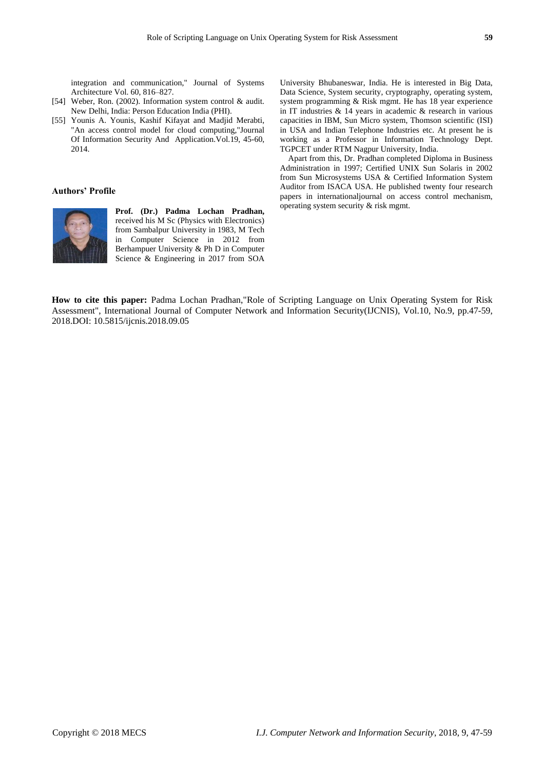integration and communication," Journal of Systems Architecture Vol. 60, 816–827.

[54] Weber, Ron. (2002). Information system control & audit. New Delhi, India: Person Education India (PHI).

[55] Younis A. Younis, Kashif Kifayat and Madjid Merabti, "An access control model for cloud computing,"Journal Of Information Security And Application.Vol.19, 45-60, 2014.

### Authors' Profile

**Prof. (Dr.) Padma Lochan Pradhan,** received his M Sc (Physics with Electronics) from Sambalpur University in 1983, M Tech in Computer Science in 2012 from Berhampuer University & Ph D in Computer Science & Engineering in 2017 from SOA University Bhubaneswar, India. He is interested in Big Data, Data Science, System security, cryptography, operating system, system programming & Risk mgmt. He has 18 year experience in IT industries & 14 years in academic & research in various capacities in IBM, Sun Micro system, Thomson scientific (ISI) in USA and Indian Telephone Industries etc. At present he is working as a Professor in Information Technology Dept. TGPCET under RTM Nagpur University, India.

Apart from this, Dr. Pradhan completed Diploma in Business Administration in 1997; Certified UNIX Sun Solaris in 2002 from Sun Microsystems USA & Certified Information System Auditor from ISACA USA. He published twenty four research papers in internationaljournal on access control mechanism, operating system security & risk mgmt.

**How to cite this paper:** Padma Lochan Pradhan,"Role of Scripting Language on Unix Operating System for Risk Assessment", International Journal of Computer Network and Information Security(IJCNIS), Vol.10, No.9, pp.47-59, 2018.DOI: 10.5815/ijcnis.2018.09.05